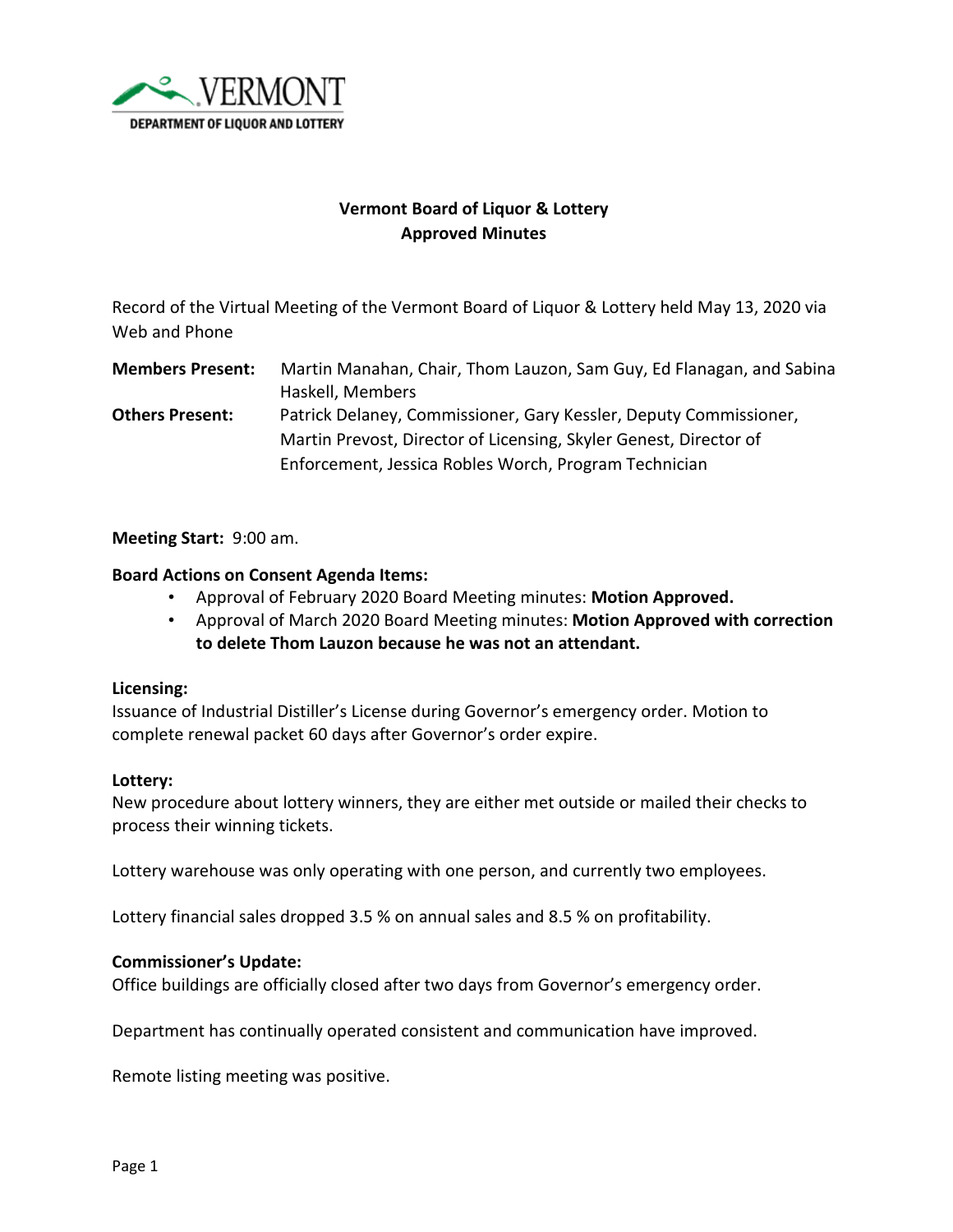VERMONT
DEPARTMENT OF LIQUOR AND LOTTERY

# Vermont Board of Liquor & Lottery
## Approved Minutes

Record of the Virtual Meeting of the Vermont Board of Liquor & Lottery held May 13, 2020 via Web and Phone

**Members Present:** Martin Manahan, Chair, Thom Lauzon, Sam Guy, Ed Flanagan, and Sabina Haskell, Members

**Others Present:** Patrick Delaney, Commissioner, Gary Kessler, Deputy Commissioner, Martin Prevost, Director of Licensing, Skyler Genest, Director of Enforcement, Jessica Robles Worch, Program Technician

**Meeting Start:** 9:00 am.

**Board Actions on Consent Agenda Items:**

- Approval of February 2020 Board Meeting minutes: **Motion Approved.**
- Approval of March 2020 Board Meeting minutes: **Motion Approved with correction to delete Thom Lauzon because he was not an attendant.**

**Licensing:**

Issuance of Industrial Distiller's License during Governor's emergency order. Motion to complete renewal packet 60 days after Governor's order expire.

**Lottery:**

New procedure about lottery winners, they are either met outside or mailed their checks to process their winning tickets.

Lottery warehouse was only operating with one person, and currently two employees.

Lottery financial sales dropped 3.5 % on annual sales and 8.5 % on profitability.

**Commissioner's Update:**

Office buildings are officially closed after two days from Governor's emergency order.

Department has continually operated consistent and communication have improved.

Remote listing meeting was positive.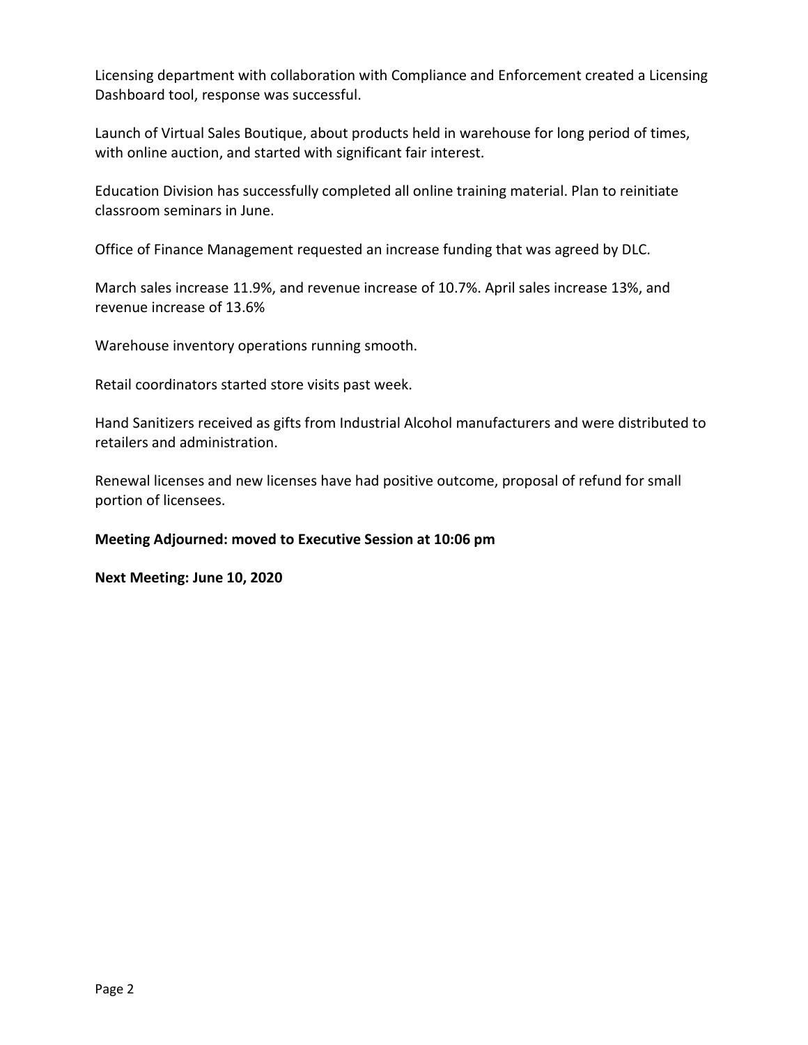Licensing department with collaboration with Compliance and Enforcement created a Licensing Dashboard tool, response was successful.

Launch of Virtual Sales Boutique, about products held in warehouse for long period of times, with online auction, and started with significant fair interest.

Education Division has successfully completed all online training material. Plan to reinitiate classroom seminars in June.

Office of Finance Management requested an increase funding that was agreed by DLC.

March sales increase 11.9%, and revenue increase of 10.7%. April sales increase 13%, and revenue increase of 13.6%

Warehouse inventory operations running smooth.

Retail coordinators started store visits past week.

Hand Sanitizers received as gifts from Industrial Alcohol manufacturers and were distributed to retailers and administration.

Renewal licenses and new licenses have had positive outcome, proposal of refund for small portion of licensees.

**Meeting Adjourned: moved to Executive Session at 10:06 pm**

**Next Meeting: June 10, 2020**